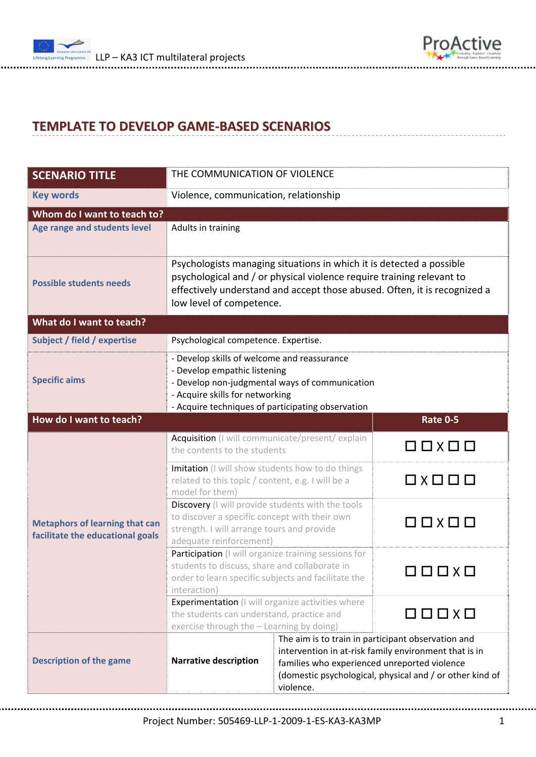# TEMPLATE TO DEVELOP GAME-BASED SCENARIOS

| SCENARIO TITLE | THE COMMUNICATION OF VIOLENCE | |
|---|---|---|
| **Key words** | Violence, communication, relationship | |
| **Whom do I want to teach?** | | |
| **Age range and students level** | Adults in training | |
| **Possible students needs** | Psychologists managing situations in which it is detected a possible psychological and / or physical violence require training relevant to effectively understand and accept those abused. Often, it is recognized a low level of competence. | |
| **What do I want to teach?** | | |
| **Subject / field / expertise** | Psychological competence. Expertise. | |
| **Specific aims** | - Develop skills of welcome and reassurance<br>- Develop empathic listening<br>- Develop non-judgmental ways of communication<br>- Acquire skills for networking<br>- Acquire techniques of participating observation | |
| **How do I want to teach?** | | **Rate 0-5** |
| **Metaphors of learning that can facilitate the educational goals** | Acquisition (I will communicate/present/ explain the contents to the students | ☐ ☐ X ☐ ☐ |
| | Imitation (I will show students how to do things related to this topic / content, e.g. I will be a model for them) | ☐ X ☐ ☐ ☐ |
| | Discovery (I will provide students with the tools to discover a specific concept with their own strength. I will arrange tours and provide adequate reinforcement) | ☐ ☐ X ☐ ☐ |
| | Participation (I will organize training sessions for students to discuss, share and collaborate in order to learn specific subjects and facilitate the interaction) | ☐ ☐ ☐ X ☐ |
| | Experimentation (I will organize activities where the students can understand, practice and exercise through the – Learning by doing) | ☐ ☐ ☐ X ☐ |
| **Description of the game** | **Narrative description** | The aim is to train in participant observation and intervention in at-risk family environment that is in families who experienced unreported violence (domestic psychological, physical and / or other kind of violence. |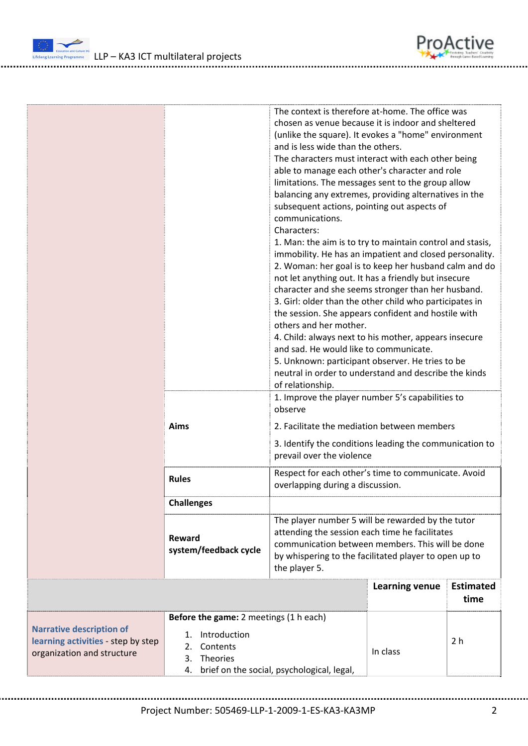| | | |
|---|---|---|
| | | The context is therefore at-home. The office was chosen as venue because it is indoor and sheltered (unlike the square). It evokes a "home" environment and is less wide than the others.<br>The characters must interact with each other being able to manage each other's character and role limitations. The messages sent to the group allow balancing any extremes, providing alternatives in the subsequent actions, pointing out aspects of communications.<br>Characters:<br>1. Man: the aim is to try to maintain control and stasis, immobility. He has an impatient and closed personality.<br>2. Woman: her goal is to keep her husband calm and do not let anything out. It has a friendly but insecure character and she seems stronger than her husband.<br>3. Girl: older than the other child who participates in the session. She appears confident and hostile with others and her mother.<br>4. Child: always next to his mother, appears insecure and sad. He would like to communicate.<br>5. Unknown: participant observer. He tries to be neutral in order to understand and describe the kinds of relationship. |
| | **Aims** | 1. Improve the player number 5's capabilities to observe<br>2. Facilitate the mediation between members<br>3. Identify the conditions leading the communication to prevail over the violence |
| | **Rules** | Respect for each other's time to communicate. Avoid overlapping during a discussion. |
| | **Challenges** | |
| | **Reward system/feedback cycle** | The player number 5 will be rewarded by the tutor attending the session each time he facilitates communication between members. This will be done by whispering to the facilitated player to open up to the player 5. |

| | | **Learning venue** | **Estimated time** |
|---|---|---|---|
| **Narrative description of learning activities** - step by step organization and structure | **Before the game:** 2 meetings (1 h each)<br>1. Introduction<br>2. Contents<br>3. Theories<br>4. brief on the social, psychological, legal, | In class | 2 h |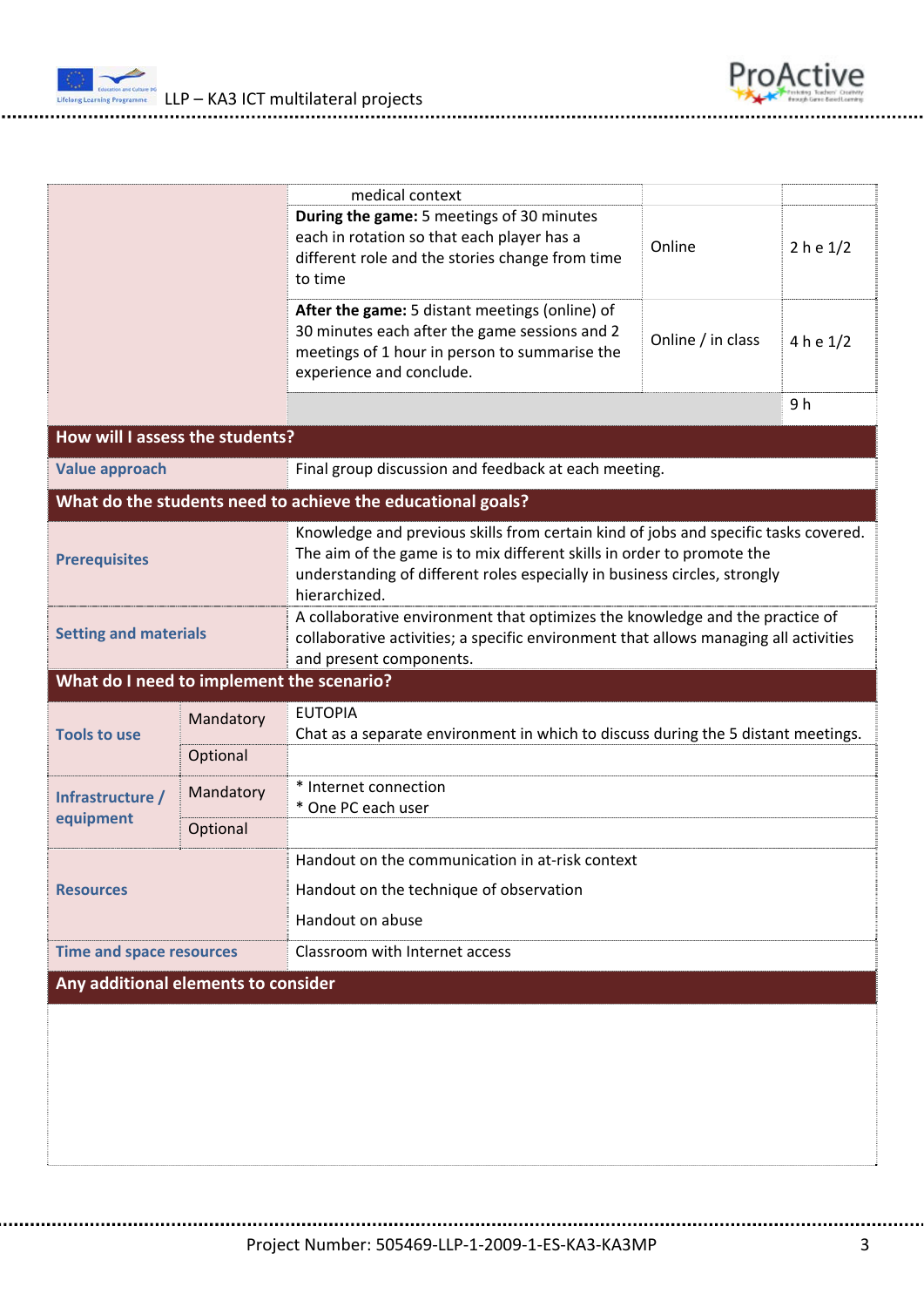| | | | |
|---|---|---|---|
| | medical context | | |
| | **During the game:** 5 meetings of 30 minutes each in rotation so that each player has a different role and the stories change from time to time | Online | 2 h e 1/2 |
| | **After the game:** 5 distant meetings (online) of 30 minutes each after the game sessions and 2 meetings of 1 hour in person to summarise the experience and conclude. | Online / in class | 4 h e 1/2 |
| | | | 9 h |

| | | |
|---|---|---|
| **How will I assess the students?** | | |
| **Value approach** | | Final group discussion and feedback at each meeting. |
| **What do the students need to achieve the educational goals?** | | |
| **Prerequisites** | | Knowledge and previous skills from certain kind of jobs and specific tasks covered. The aim of the game is to mix different skills in order to promote the understanding of different roles especially in business circles, strongly hierarchized. |
| **Setting and materials** | | A collaborative environment that optimizes the knowledge and the practice of collaborative activities; a specific environment that allows managing all activities and present components. |
| **What do I need to implement the scenario?** | | |
| **Tools to use** | Mandatory | EUTOPIA<br>Chat as a separate environment in which to discuss during the 5 distant meetings. |
| | Optional | |
| **Infrastructure / equipment** | Mandatory | * Internet connection<br>* One PC each user |
| | Optional | |
| **Resources** | | Handout on the communication in at-risk context<br>Handout on the technique of observation<br>Handout on abuse |
| **Time and space resources** | | Classroom with Internet access |
| **Any additional elements to consider** | | |